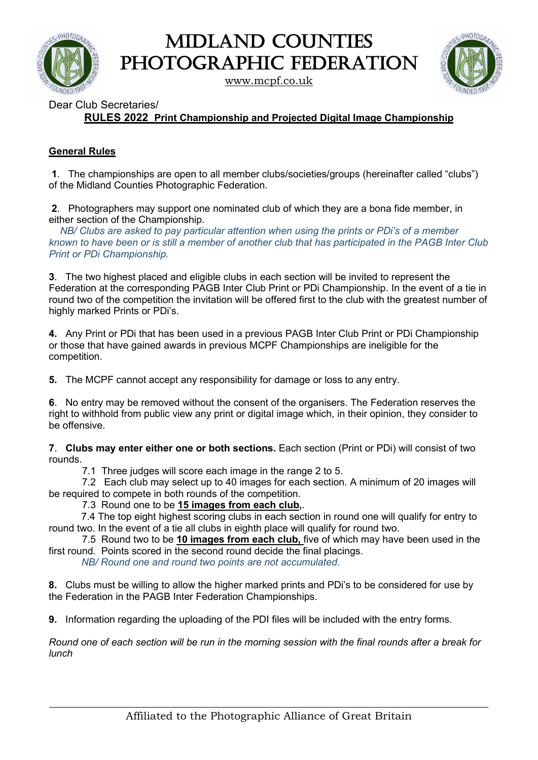# MIDLAND COUNTIES PHOTOGRAPHIC FEDERATION

www.mcpf.co.uk

Dear Club Secretaries/

**RULES 2022 Print Championship and Projected Digital Image Championship**

## General Rules

**1**. The championships are open to all member clubs/societies/groups (hereinafter called "clubs") of the Midland Counties Photographic Federation.

**2**. Photographers may support one nominated club of which they are a bona fide member, in either section of the Championship.

*NB/ Clubs are asked to pay particular attention when using the prints or PDi's of a member known to have been or is still a member of another club that has participated in the PAGB Inter Club Print or PDi Championship.*

**3**. The two highest placed and eligible clubs in each section will be invited to represent the Federation at the corresponding PAGB Inter Club Print or PDi Championship. In the event of a tie in round two of the competition the invitation will be offered first to the club with the greatest number of highly marked Prints or PDi's.

**4.** Any Print or PDi that has been used in a previous PAGB Inter Club Print or PDi Championship or those that have gained awards in previous MCPF Championships are ineligible for the competition.

**5.** The MCPF cannot accept any responsibility for damage or loss to any entry.

**6**. No entry may be removed without the consent of the organisers. The Federation reserves the right to withhold from public view any print or digital image which, in their opinion, they consider to be offensive.

**7**. **Clubs may enter either one or both sections.** Each section (Print or PDi) will consist of two rounds.

7.1 Three judges will score each image in the range 2 to 5.

7.2 Each club may select up to 40 images for each section. A minimum of 20 images will be required to compete in both rounds of the competition.

7.3 Round one to be **15 images from each club**,.

7.4 The top eight highest scoring clubs in each section in round one will qualify for entry to round two. In the event of a tie all clubs in eighth place will qualify for round two.

7.5 Round two to be **10 images from each club,** five of which may have been used in the first round. Points scored in the second round decide the final placings.

*NB/ Round one and round two points are not accumulated.*

**8.** Clubs must be willing to allow the higher marked prints and PDi's to be considered for use by the Federation in the PAGB Inter Federation Championships.

**9.** Information regarding the uploading of the PDI files will be included with the entry forms.

*Round one of each section will be run in the morning session with the final rounds after a break for lunch*

Affiliated to the Photographic Alliance of Great Britain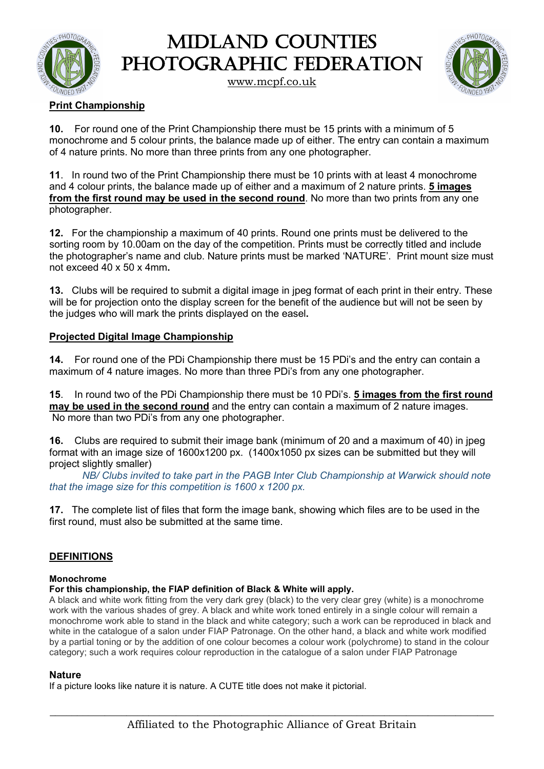# MIDLAND COUNTIES PHOTOGRAPHIC FEDERATION

www.mcpf.co.uk

## Print Championship

**10.** For round one of the Print Championship there must be 15 prints with a minimum of 5 monochrome and 5 colour prints, the balance made up of either. The entry can contain a maximum of 4 nature prints. No more than three prints from any one photographer.

**11**. In round two of the Print Championship there must be 10 prints with at least 4 monochrome and 4 colour prints, the balance made up of either and a maximum of 2 nature prints. **5 images from the first round may be used in the second round**. No more than two prints from any one photographer.

**12.** For the championship a maximum of 40 prints. Round one prints must be delivered to the sorting room by 10.00am on the day of the competition. Prints must be correctly titled and include the photographer's name and club. Nature prints must be marked 'NATURE'. Print mount size must not exceed 40 x 50 x 4mm**.**

**13.** Clubs will be required to submit a digital image in jpeg format of each print in their entry. These will be for projection onto the display screen for the benefit of the audience but will not be seen by the judges who will mark the prints displayed on the easel**.**

## Projected Digital Image Championship

**14.** For round one of the PDi Championship there must be 15 PDi's and the entry can contain a maximum of 4 nature images. No more than three PDi's from any one photographer.

**15**. In round two of the PDi Championship there must be 10 PDi's. **5 images from the first round may be used in the second round** and the entry can contain a maximum of 2 nature images. No more than two PDi's from any one photographer.

**16.** Clubs are required to submit their image bank (minimum of 20 and a maximum of 40) in jpeg format with an image size of 1600x1200 px. (1400x1050 px sizes can be submitted but they will project slightly smaller)

*NB/ Clubs invited to take part in the PAGB Inter Club Championship at Warwick should note that the image size for this competition is 1600 x 1200 px.*

**17.** The complete list of files that form the image bank, showing which files are to be used in the first round, must also be submitted at the same time.

## DEFINITIONS

**Monochrome**

**For this championship, the FIAP definition of Black & White will apply.**

A black and white work fitting from the very dark grey (black) to the very clear grey (white) is a monochrome work with the various shades of grey. A black and white work toned entirely in a single colour will remain a monochrome work able to stand in the black and white category; such a work can be reproduced in black and white in the catalogue of a salon under FIAP Patronage. On the other hand, a black and white work modified by a partial toning or by the addition of one colour becomes a colour work (polychrome) to stand in the colour category; such a work requires colour reproduction in the catalogue of a salon under FIAP Patronage

**Nature**

If a picture looks like nature it is nature. A CUTE title does not make it pictorial.

Affiliated to the Photographic Alliance of Great Britain